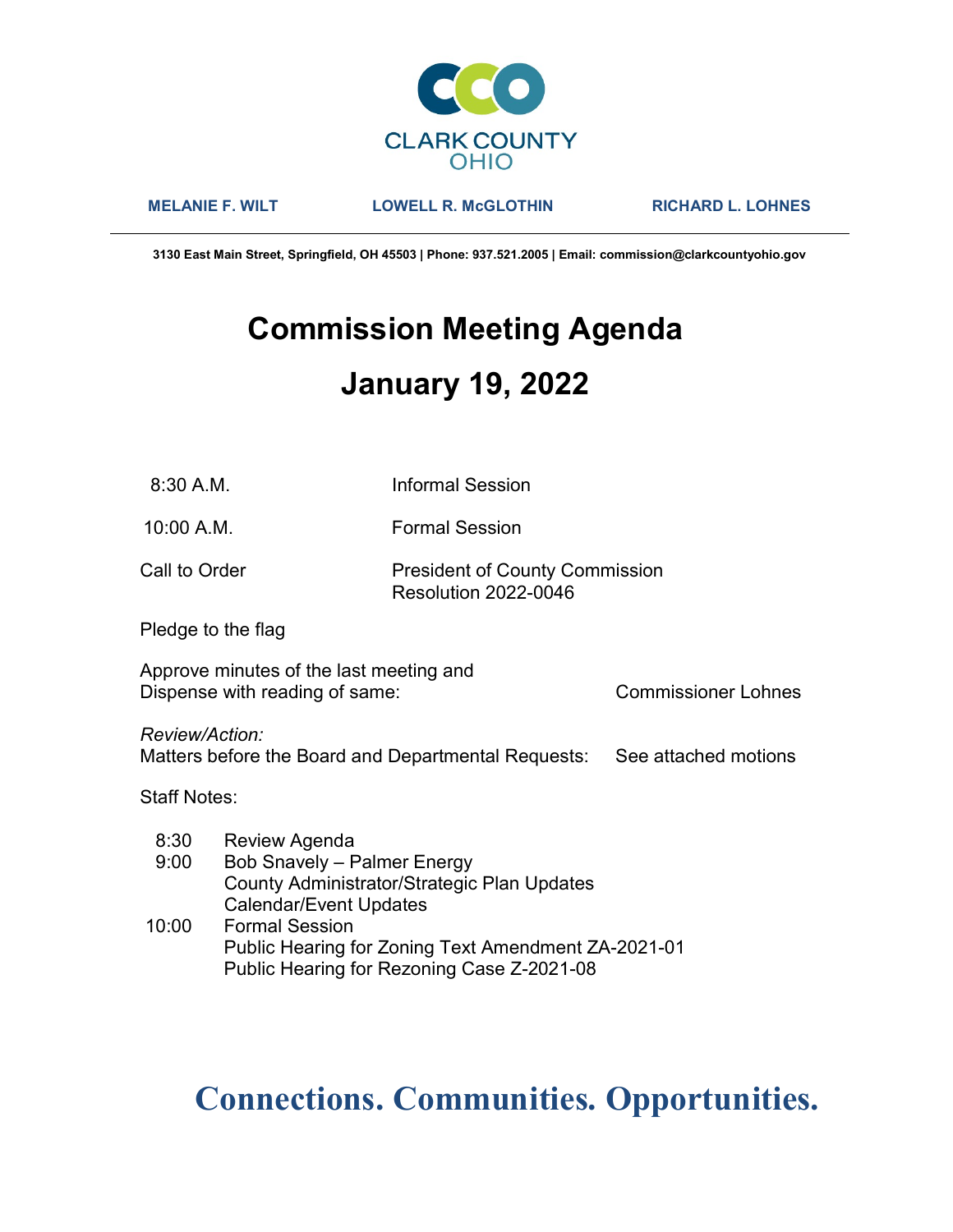CLARK COUNTY
OHIO

**MELANIE F. WILT** **LOWELL R. McGLOTHIN** **RICHARD L. LOHNES**

**3130 East Main Street, Springfield, OH 45503 | Phone: 937.521.2005 | Email: commission@clarkcountyohio.gov**

# Commission Meeting Agenda

# January 19, 2022

| | |
|---|---|
| 8:30 A.M. | Informal Session |
| 10:00 A.M. | Formal Session |
| Call to Order | President of County Commission<br>Resolution 2022-0046 |

Pledge to the flag

Approve minutes of the last meeting and
Dispense with reading of same: Commissioner Lohnes

*Review/Action:*
Matters before the Board and Departmental Requests: See attached motions

Staff Notes:

| | |
|---|---|
| 8:30 | Review Agenda |
| 9:00 | Bob Snavely – Palmer Energy<br>County Administrator/Strategic Plan Updates<br>Calendar/Event Updates |
| 10:00 | Formal Session<br>Public Hearing for Zoning Text Amendment ZA-2021-01<br>Public Hearing for Rezoning Case Z-2021-08 |

**Connections. Communities. Opportunities.**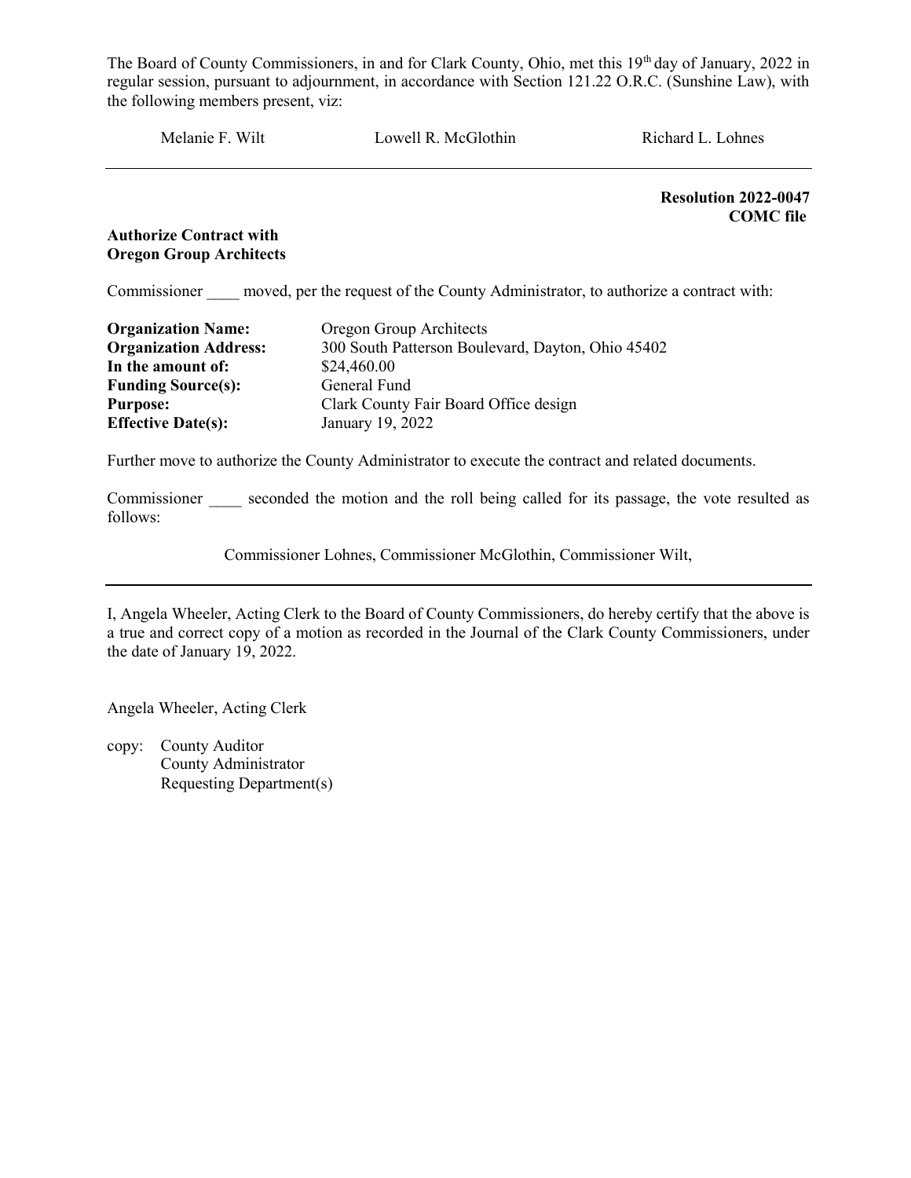The Board of County Commissioners, in and for Clark County, Ohio, met this 19th day of January, 2022 in regular session, pursuant to adjournment, in accordance with Section 121.22 O.R.C. (Sunshine Law), with the following members present, viz:

Melanie F. Wilt        Lowell R. McGlothin        Richard L. Lohnes

---

**Resolution 2022-0047**
**COMC file**

**Authorize Contract with Oregon Group Architects**

Commissioner ____ moved, per the request of the County Administrator, to authorize a contract with:

**Organization Name:** Oregon Group Architects
**Organization Address:** 300 South Patterson Boulevard, Dayton, Ohio 45402
**In the amount of:** $24,460.00
**Funding Source(s):** General Fund
**Purpose:** Clark County Fair Board Office design
**Effective Date(s):** January 19, 2022

Further move to authorize the County Administrator to execute the contract and related documents.

Commissioner ____ seconded the motion and the roll being called for its passage, the vote resulted as follows:

Commissioner Lohnes, Commissioner McGlothin, Commissioner Wilt,

---

I, Angela Wheeler, Acting Clerk to the Board of County Commissioners, do hereby certify that the above is a true and correct copy of a motion as recorded in the Journal of the Clark County Commissioners, under the date of January 19, 2022.

Angela Wheeler, Acting Clerk

copy: County Auditor
County Administrator
Requesting Department(s)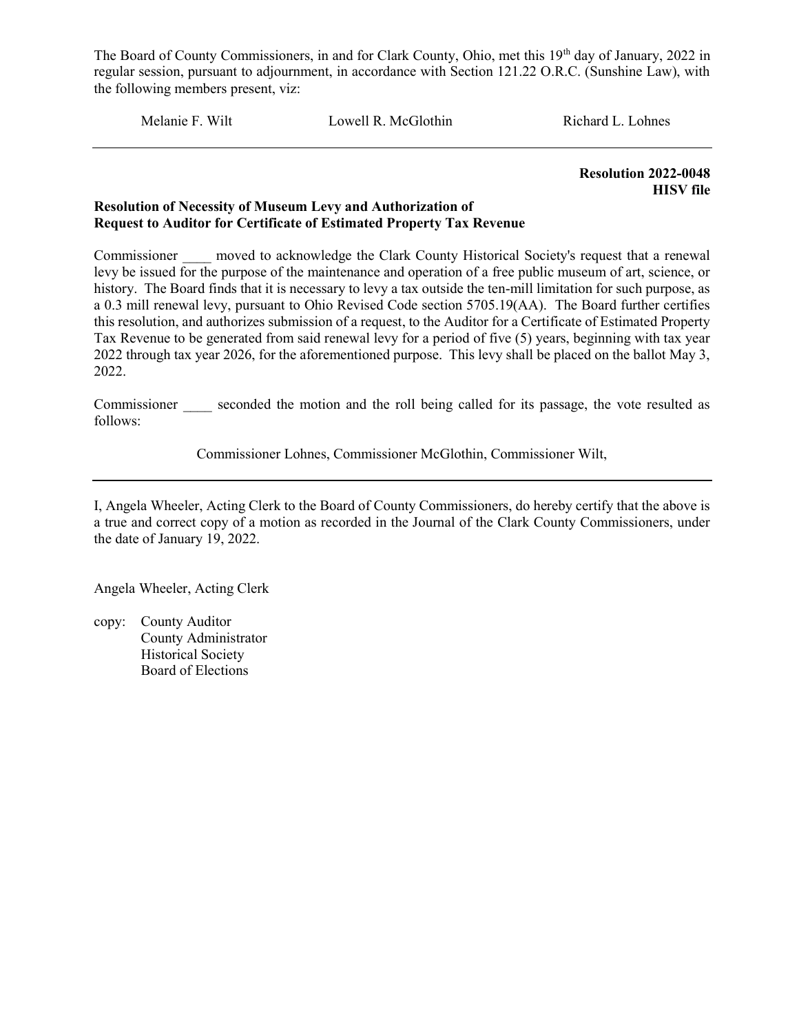The Board of County Commissioners, in and for Clark County, Ohio, met this 19th day of January, 2022 in regular session, pursuant to adjournment, in accordance with Section 121.22 O.R.C. (Sunshine Law), with the following members present, viz:

Melanie F. Wilt Lowell R. McGlothin Richard L. Lohnes

---

**Resolution 2022-0048**
**HISV file**

**Resolution of Necessity of Museum Levy and Authorization of Request to Auditor for Certificate of Estimated Property Tax Revenue**

Commissioner ____ moved to acknowledge the Clark County Historical Society's request that a renewal levy be issued for the purpose of the maintenance and operation of a free public museum of art, science, or history. The Board finds that it is necessary to levy a tax outside the ten-mill limitation for such purpose, as a 0.3 mill renewal levy, pursuant to Ohio Revised Code section 5705.19(AA). The Board further certifies this resolution, and authorizes submission of a request, to the Auditor for a Certificate of Estimated Property Tax Revenue to be generated from said renewal levy for a period of five (5) years, beginning with tax year 2022 through tax year 2026, for the aforementioned purpose. This levy shall be placed on the ballot May 3, 2022.

Commissioner ____ seconded the motion and the roll being called for its passage, the vote resulted as follows:

Commissioner Lohnes, Commissioner McGlothin, Commissioner Wilt,

---

I, Angela Wheeler, Acting Clerk to the Board of County Commissioners, do hereby certify that the above is a true and correct copy of a motion as recorded in the Journal of the Clark County Commissioners, under the date of January 19, 2022.

Angela Wheeler, Acting Clerk

copy: County Auditor
County Administrator
Historical Society
Board of Elections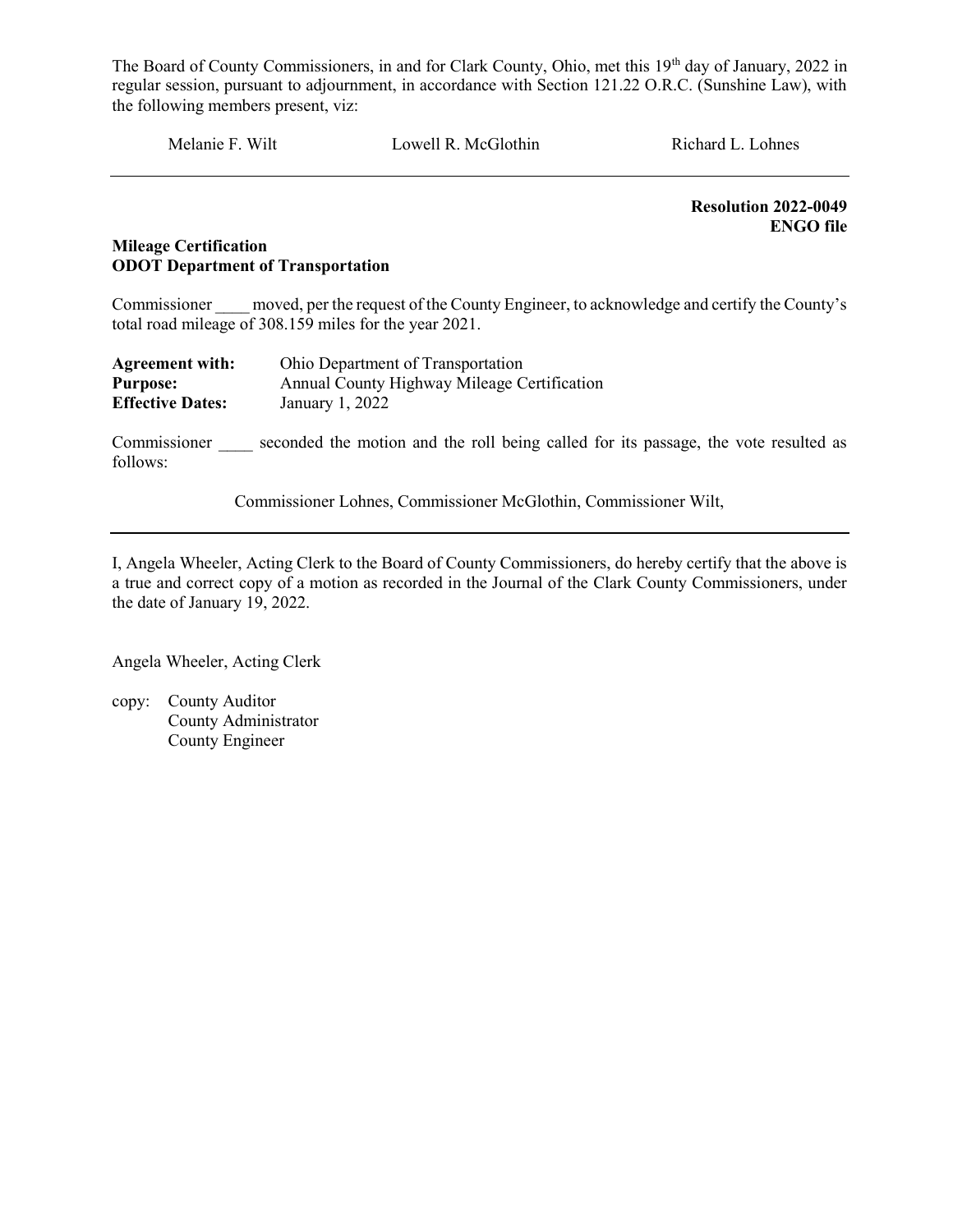The Board of County Commissioners, in and for Clark County, Ohio, met this 19th day of January, 2022 in regular session, pursuant to adjournment, in accordance with Section 121.22 O.R.C. (Sunshine Law), with the following members present, viz:

Melanie F. Wilt          Lowell R. McGlothin          Richard L. Lohnes

---

**Resolution 2022-0049**
**ENGO file**

**Mileage Certification**
**ODOT Department of Transportation**

Commissioner ____ moved, per the request of the County Engineer, to acknowledge and certify the County's total road mileage of 308.159 miles for the year 2021.

**Agreement with:** Ohio Department of Transportation
**Purpose:** Annual County Highway Mileage Certification
**Effective Dates:** January 1, 2022

Commissioner ____ seconded the motion and the roll being called for its passage, the vote resulted as follows:

Commissioner Lohnes, Commissioner McGlothin, Commissioner Wilt,

---

I, Angela Wheeler, Acting Clerk to the Board of County Commissioners, do hereby certify that the above is a true and correct copy of a motion as recorded in the Journal of the Clark County Commissioners, under the date of January 19, 2022.

Angela Wheeler, Acting Clerk

copy: County Auditor
County Administrator
County Engineer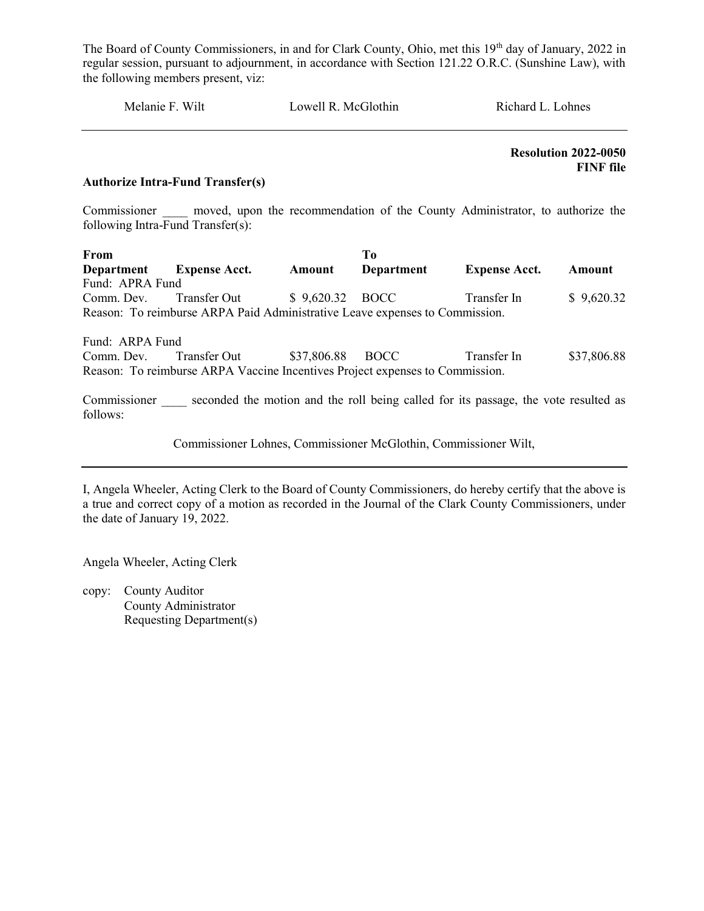The Board of County Commissioners, in and for Clark County, Ohio, met this 19th day of January, 2022 in regular session, pursuant to adjournment, in accordance with Section 121.22 O.R.C. (Sunshine Law), with the following members present, viz:

Melanie F. Wilt    Lowell R. McGlothin    Richard L. Lohnes

---

**Resolution 2022-0050**
**FINF file**

**Authorize Intra-Fund Transfer(s)**

Commissioner ____ moved, upon the recommendation of the County Administrator, to authorize the following Intra-Fund Transfer(s):

| **From Department** | **Expense Acct.** | **Amount** | **To Department** | **Expense Acct.** | **Amount** |
|---|---|---|---|---|---|
| Fund: APRA Fund | | | | | |
| Comm. Dev. | Transfer Out | $ 9,620.32 | BOCC | Transfer In | $ 9,620.32 |

Reason: To reimburse ARPA Paid Administrative Leave expenses to Commission.

| **From Department** | **Expense Acct.** | **Amount** | **To Department** | **Expense Acct.** | **Amount** |
|---|---|---|---|---|---|
| Fund: ARPA Fund | | | | | |
| Comm. Dev. | Transfer Out | $37,806.88 | BOCC | Transfer In | $37,806.88 |

Reason: To reimburse ARPA Vaccine Incentives Project expenses to Commission.

Commissioner ____ seconded the motion and the roll being called for its passage, the vote resulted as follows:

Commissioner Lohnes, Commissioner McGlothin, Commissioner Wilt,

---

I, Angela Wheeler, Acting Clerk to the Board of County Commissioners, do hereby certify that the above is a true and correct copy of a motion as recorded in the Journal of the Clark County Commissioners, under the date of January 19, 2022.

Angela Wheeler, Acting Clerk

copy: County Auditor
County Administrator
Requesting Department(s)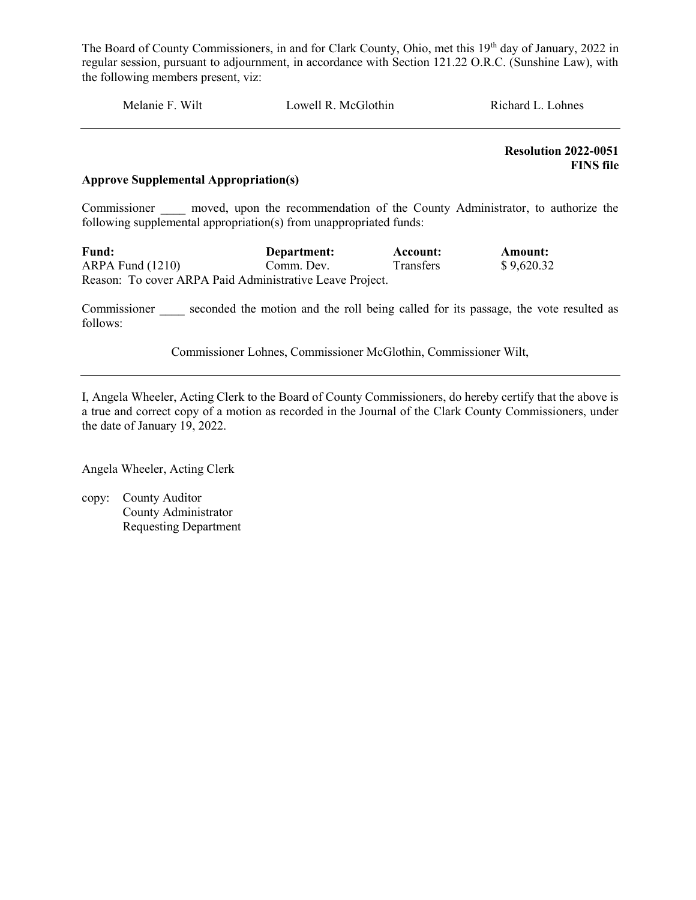The Board of County Commissioners, in and for Clark County, Ohio, met this 19th day of January, 2022 in regular session, pursuant to adjournment, in accordance with Section 121.22 O.R.C. (Sunshine Law), with the following members present, viz:

Melanie F. Wilt Lowell R. McGlothin Richard L. Lohnes

---

**Resolution 2022-0051**
**FINS file**

**Approve Supplemental Appropriation(s)**

Commissioner ____ moved, upon the recommendation of the County Administrator, to authorize the following supplemental appropriation(s) from unappropriated funds:

| **Fund:** | **Department:** | **Account:** | **Amount:** |
|---|---|---|---|
| ARPA Fund (1210) | Comm. Dev. | Transfers | $ 9,620.32 |

Reason: To cover ARPA Paid Administrative Leave Project.

Commissioner ____ seconded the motion and the roll being called for its passage, the vote resulted as follows:

Commissioner Lohnes, Commissioner McGlothin, Commissioner Wilt,

---

I, Angela Wheeler, Acting Clerk to the Board of County Commissioners, do hereby certify that the above is a true and correct copy of a motion as recorded in the Journal of the Clark County Commissioners, under the date of January 19, 2022.

Angela Wheeler, Acting Clerk

copy: County Auditor
County Administrator
Requesting Department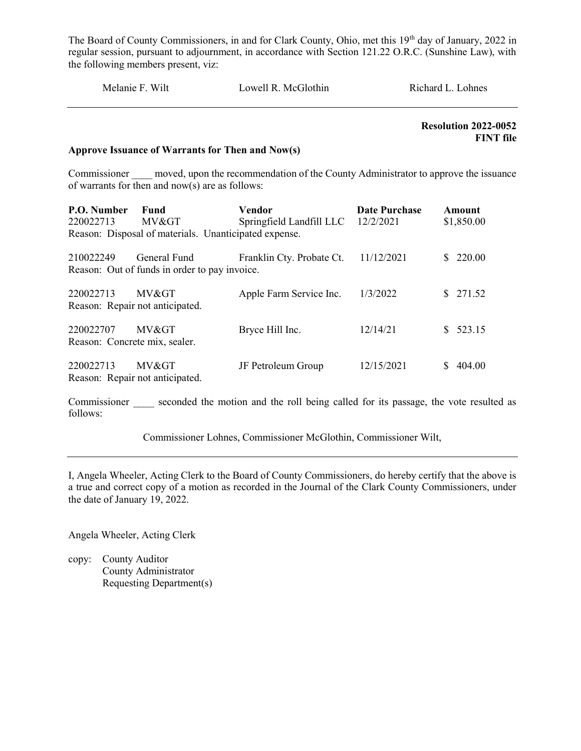The Board of County Commissioners, in and for Clark County, Ohio, met this 19th day of January, 2022 in regular session, pursuant to adjournment, in accordance with Section 121.22 O.R.C. (Sunshine Law), with the following members present, viz:

Melanie F. Wilt          Lowell R. McGlothin          Richard L. Lohnes

---

**Resolution 2022-0052**
**FINT file**

**Approve Issuance of Warrants for Then and Now(s)**

Commissioner ____ moved, upon the recommendation of the County Administrator to approve the issuance of warrants for then and now(s) are as follows:

| P.O. Number | Fund | Vendor | Date Purchase | Amount |
|---|---|---|---|---|
| 220022713 | MV&GT | Springfield Landfill LLC | 12/2/2021 | $1,850.00 |
| Reason: Disposal of materials. Unanticipated expense. | | | | |
| 210022249 | General Fund | Franklin Cty. Probate Ct. | 11/12/2021 | $ 220.00 |
| Reason: Out of funds in order to pay invoice. | | | | |
| 220022713 | MV&GT | Apple Farm Service Inc. | 1/3/2022 | $ 271.52 |
| Reason: Repair not anticipated. | | | | |
| 220022707 | MV&GT | Bryce Hill Inc. | 12/14/21 | $ 523.15 |
| Reason: Concrete mix, sealer. | | | | |
| 220022713 | MV&GT | JF Petroleum Group | 12/15/2021 | $ 404.00 |
| Reason: Repair not anticipated. | | | | |

Commissioner ____ seconded the motion and the roll being called for its passage, the vote resulted as follows:

Commissioner Lohnes, Commissioner McGlothin, Commissioner Wilt,

---

I, Angela Wheeler, Acting Clerk to the Board of County Commissioners, do hereby certify that the above is a true and correct copy of a motion as recorded in the Journal of the Clark County Commissioners, under the date of January 19, 2022.

Angela Wheeler, Acting Clerk

copy: County Auditor
County Administrator
Requesting Department(s)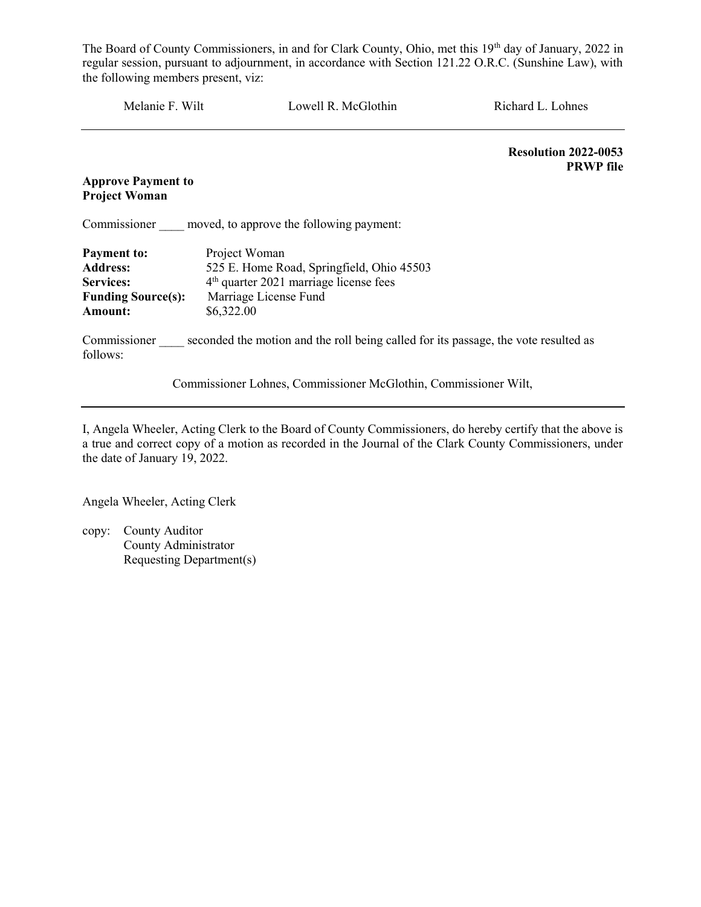The Board of County Commissioners, in and for Clark County, Ohio, met this 19th day of January, 2022 in regular session, pursuant to adjournment, in accordance with Section 121.22 O.R.C. (Sunshine Law), with the following members present, viz:

Melanie F. Wilt    Lowell R. McGlothin    Richard L. Lohnes

---

**Resolution 2022-0053**
**PRWP file**

**Approve Payment to Project Woman**

Commissioner ____ moved, to approve the following payment:

**Payment to:** Project Woman
**Address:** 525 E. Home Road, Springfield, Ohio 45503
**Services:** 4th quarter 2021 marriage license fees
**Funding Source(s):** Marriage License Fund
**Amount:** $6,322.00

Commissioner ____ seconded the motion and the roll being called for its passage, the vote resulted as follows:

Commissioner Lohnes, Commissioner McGlothin, Commissioner Wilt,

---

I, Angela Wheeler, Acting Clerk to the Board of County Commissioners, do hereby certify that the above is a true and correct copy of a motion as recorded in the Journal of the Clark County Commissioners, under the date of January 19, 2022.

Angela Wheeler, Acting Clerk

copy: County Auditor
County Administrator
Requesting Department(s)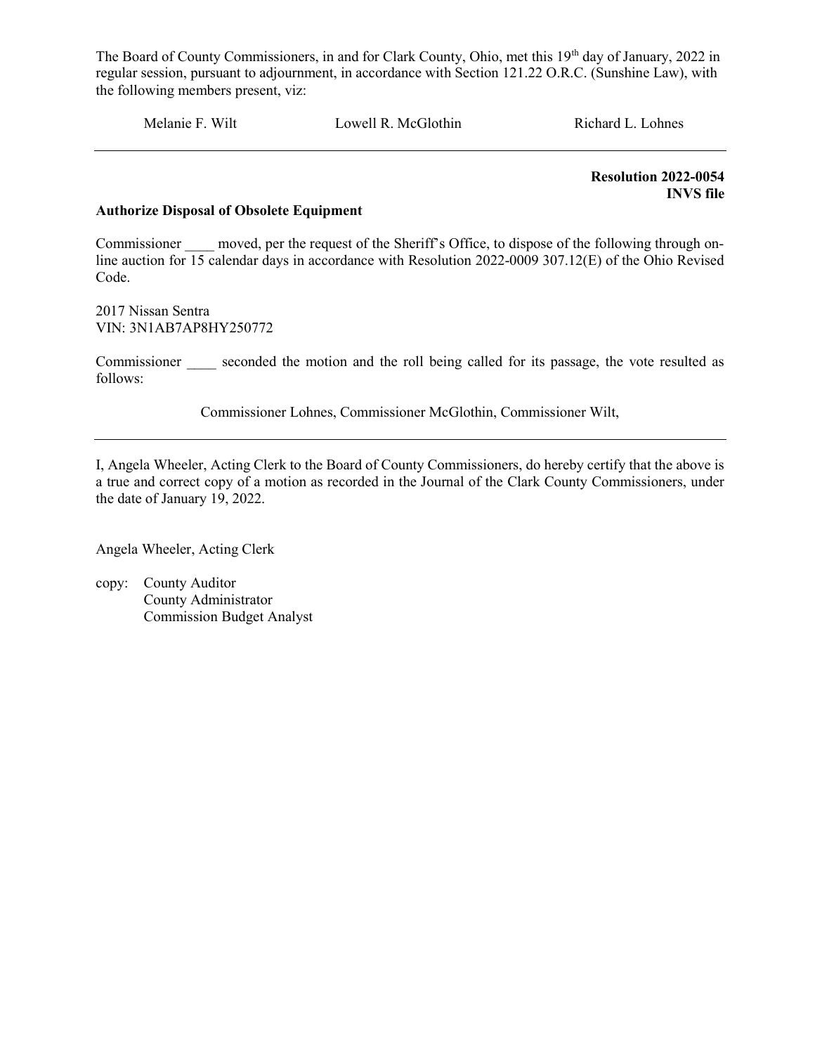The Board of County Commissioners, in and for Clark County, Ohio, met this 19th day of January, 2022 in regular session, pursuant to adjournment, in accordance with Section 121.22 O.R.C. (Sunshine Law), with the following members present, viz:

Melanie F. Wilt    Lowell R. McGlothin    Richard L. Lohnes

---

**Resolution 2022-0054**
**INVS file**

**Authorize Disposal of Obsolete Equipment**

Commissioner ____ moved, per the request of the Sheriff's Office, to dispose of the following through on-line auction for 15 calendar days in accordance with Resolution 2022-0009 307.12(E) of the Ohio Revised Code.

2017 Nissan Sentra
VIN: 3N1AB7AP8HY250772

Commissioner ____ seconded the motion and the roll being called for its passage, the vote resulted as follows:

Commissioner Lohnes, Commissioner McGlothin, Commissioner Wilt,

---

I, Angela Wheeler, Acting Clerk to the Board of County Commissioners, do hereby certify that the above is a true and correct copy of a motion as recorded in the Journal of the Clark County Commissioners, under the date of January 19, 2022.

Angela Wheeler, Acting Clerk

copy: County Auditor
County Administrator
Commission Budget Analyst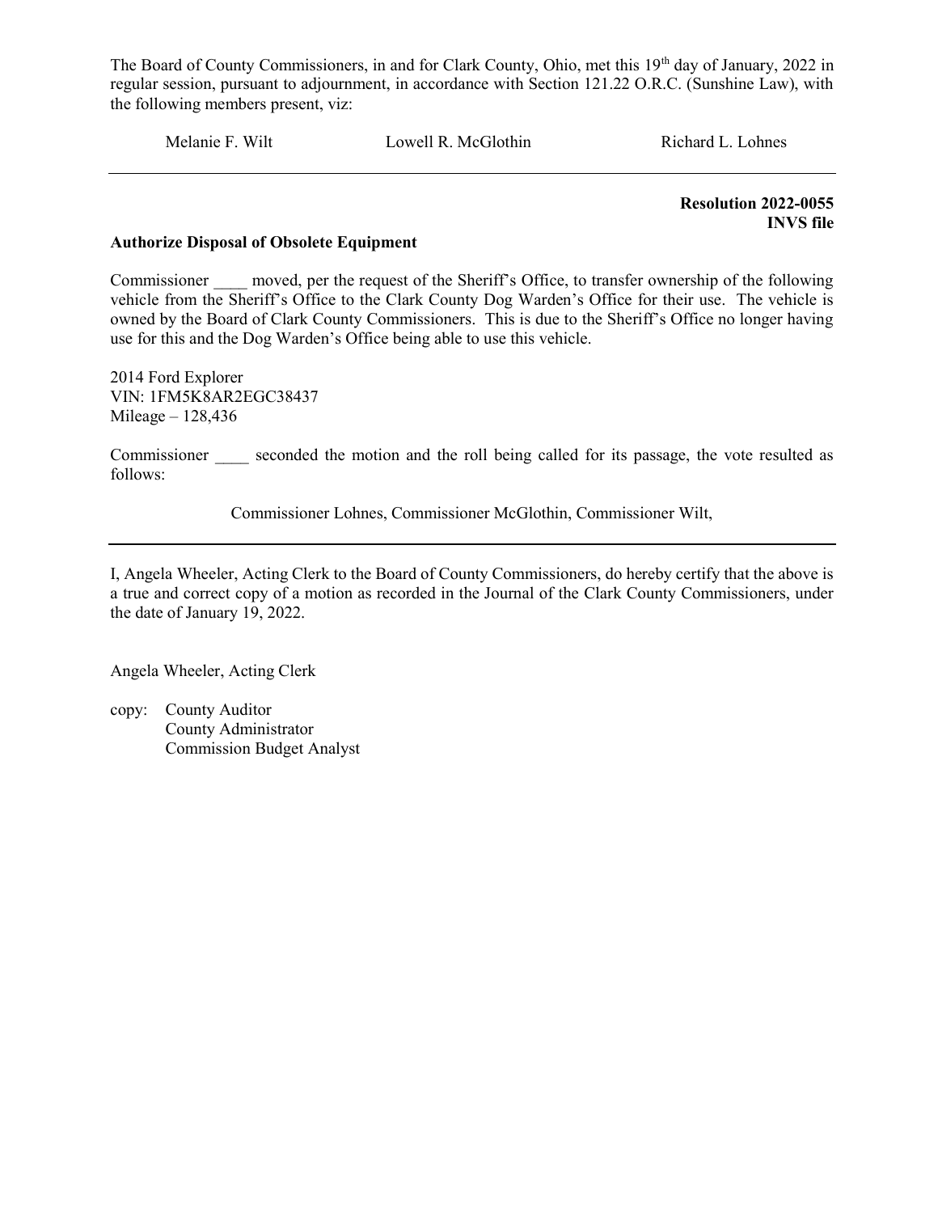The Board of County Commissioners, in and for Clark County, Ohio, met this 19th day of January, 2022 in regular session, pursuant to adjournment, in accordance with Section 121.22 O.R.C. (Sunshine Law), with the following members present, viz:

Melanie F. Wilt        Lowell R. McGlothin        Richard L. Lohnes

---

**Resolution 2022-0055**
**INVS file**

**Authorize Disposal of Obsolete Equipment**

Commissioner ____ moved, per the request of the Sheriff's Office, to transfer ownership of the following vehicle from the Sheriff's Office to the Clark County Dog Warden's Office for their use. The vehicle is owned by the Board of Clark County Commissioners. This is due to the Sheriff's Office no longer having use for this and the Dog Warden's Office being able to use this vehicle.

2014 Ford Explorer
VIN: 1FM5K8AR2EGC38437
Mileage – 128,436

Commissioner ____ seconded the motion and the roll being called for its passage, the vote resulted as follows:

Commissioner Lohnes, Commissioner McGlothin, Commissioner Wilt,

---

I, Angela Wheeler, Acting Clerk to the Board of County Commissioners, do hereby certify that the above is a true and correct copy of a motion as recorded in the Journal of the Clark County Commissioners, under the date of January 19, 2022.

Angela Wheeler, Acting Clerk

copy: County Auditor
County Administrator
Commission Budget Analyst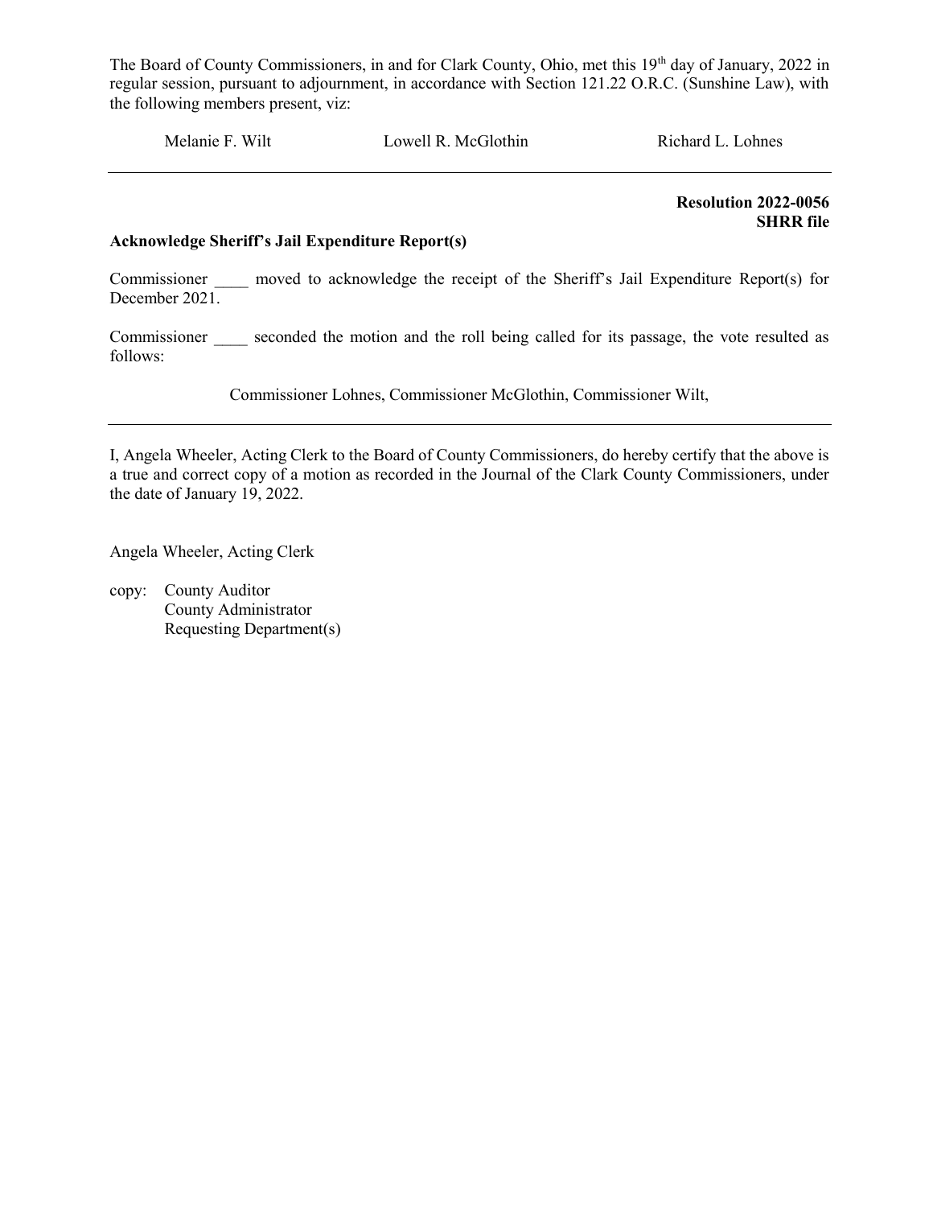The Board of County Commissioners, in and for Clark County, Ohio, met this 19th day of January, 2022 in regular session, pursuant to adjournment, in accordance with Section 121.22 O.R.C. (Sunshine Law), with the following members present, viz:

Melanie F. Wilt    Lowell R. McGlothin    Richard L. Lohnes

---

**Resolution 2022-0056**
**SHRR file**

**Acknowledge Sheriff's Jail Expenditure Report(s)**

Commissioner ____ moved to acknowledge the receipt of the Sheriff's Jail Expenditure Report(s) for December 2021.

Commissioner ____ seconded the motion and the roll being called for its passage, the vote resulted as follows:

Commissioner Lohnes, Commissioner McGlothin, Commissioner Wilt,

---

I, Angela Wheeler, Acting Clerk to the Board of County Commissioners, do hereby certify that the above is a true and correct copy of a motion as recorded in the Journal of the Clark County Commissioners, under the date of January 19, 2022.

Angela Wheeler, Acting Clerk

copy: County Auditor
County Administrator
Requesting Department(s)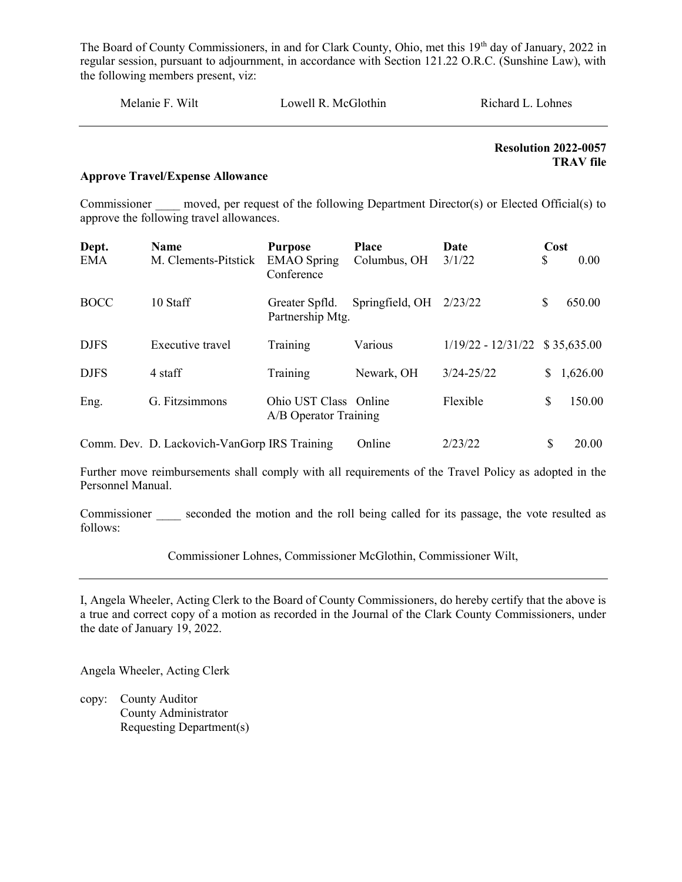The Board of County Commissioners, in and for Clark County, Ohio, met this 19th day of January, 2022 in regular session, pursuant to adjournment, in accordance with Section 121.22 O.R.C. (Sunshine Law), with the following members present, viz:

Melanie F. Wilt Lowell R. McGlothin Richard L. Lohnes

---

**Resolution 2022-0057**
**TRAV file**

**Approve Travel/Expense Allowance**

Commissioner ____ moved, per request of the following Department Director(s) or Elected Official(s) to approve the following travel allowances.

| Dept. | Name | Purpose | Place | Date | Cost |
|---|---|---|---|---|---|
| EMA | M. Clements-Pitstick | EMAO Spring Conference | Columbus, OH | 3/1/22 | $ 0.00 |
| BOCC | 10 Staff | Greater Spfld. Partnership Mtg. | Springfield, OH | 2/23/22 | $ 650.00 |
| DJFS | Executive travel | Training | Various | 1/19/22 - 12/31/22 | $ 35,635.00 |
| DJFS | 4 staff | Training | Newark, OH | 3/24-25/22 | $ 1,626.00 |
| Eng. | G. Fitzsimmons | Ohio UST Class A/B Operator Training | Online | Flexible | $ 150.00 |
| Comm. Dev. | D. Lackovich-VanGorp | IRS Training | Online | 2/23/22 | $ 20.00 |

Further move reimbursements shall comply with all requirements of the Travel Policy as adopted in the Personnel Manual.

Commissioner ____ seconded the motion and the roll being called for its passage, the vote resulted as follows:

Commissioner Lohnes, Commissioner McGlothin, Commissioner Wilt,

---

I, Angela Wheeler, Acting Clerk to the Board of County Commissioners, do hereby certify that the above is a true and correct copy of a motion as recorded in the Journal of the Clark County Commissioners, under the date of January 19, 2022.

Angela Wheeler, Acting Clerk

copy: County Auditor
County Administrator
Requesting Department(s)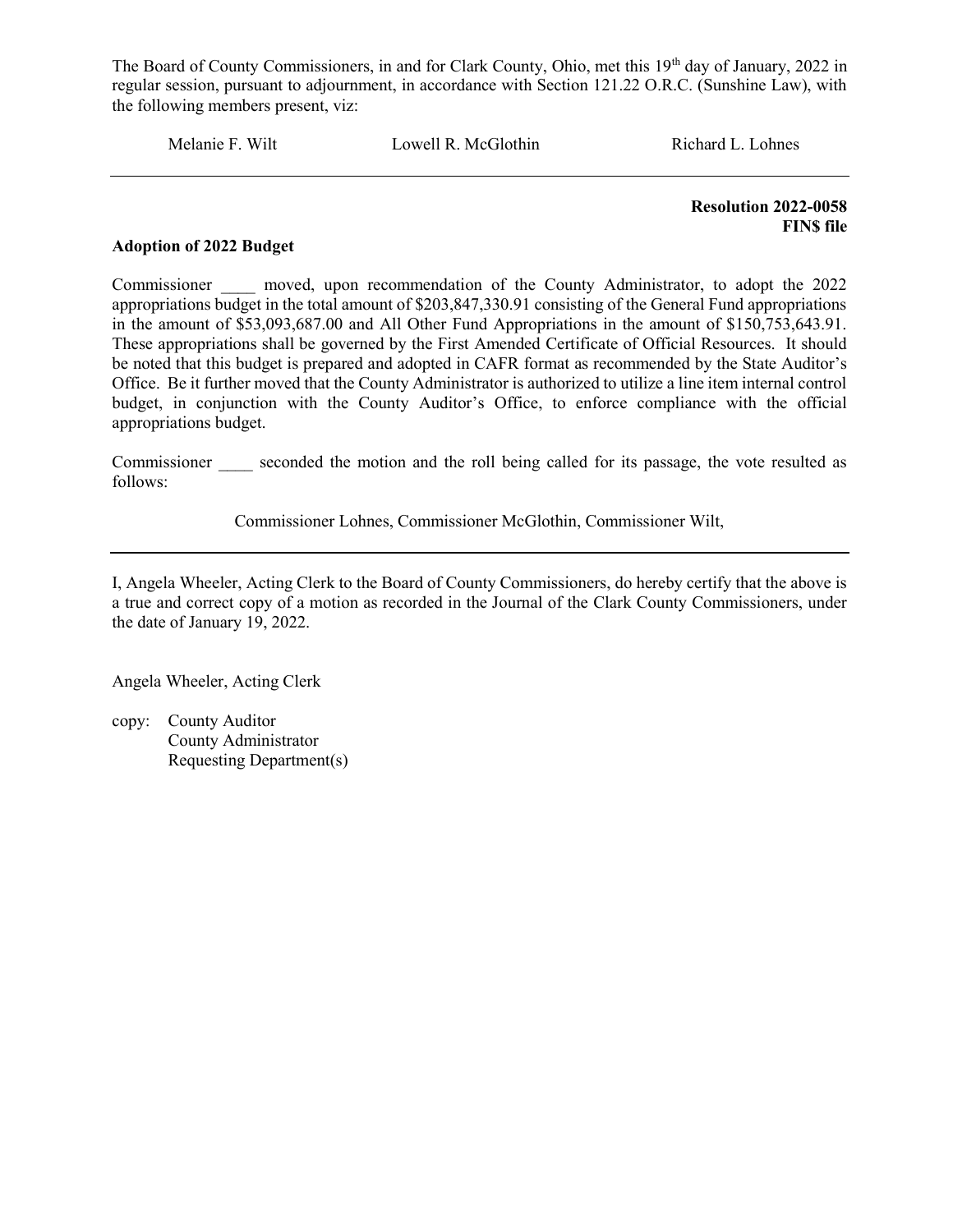The Board of County Commissioners, in and for Clark County, Ohio, met this 19th day of January, 2022 in regular session, pursuant to adjournment, in accordance with Section 121.22 O.R.C. (Sunshine Law), with the following members present, viz:

Melanie F. Wilt Lowell R. McGlothin Richard L. Lohnes

---

**Resolution 2022-0058**
**FIN$ file**

**Adoption of 2022 Budget**

Commissioner ____ moved, upon recommendation of the County Administrator, to adopt the 2022 appropriations budget in the total amount of $203,847,330.91 consisting of the General Fund appropriations in the amount of $53,093,687.00 and All Other Fund Appropriations in the amount of $150,753,643.91. These appropriations shall be governed by the First Amended Certificate of Official Resources. It should be noted that this budget is prepared and adopted in CAFR format as recommended by the State Auditor's Office. Be it further moved that the County Administrator is authorized to utilize a line item internal control budget, in conjunction with the County Auditor's Office, to enforce compliance with the official appropriations budget.

Commissioner ____ seconded the motion and the roll being called for its passage, the vote resulted as follows:

Commissioner Lohnes, Commissioner McGlothin, Commissioner Wilt,

---

I, Angela Wheeler, Acting Clerk to the Board of County Commissioners, do hereby certify that the above is a true and correct copy of a motion as recorded in the Journal of the Clark County Commissioners, under the date of January 19, 2022.

Angela Wheeler, Acting Clerk

copy: County Auditor
County Administrator
Requesting Department(s)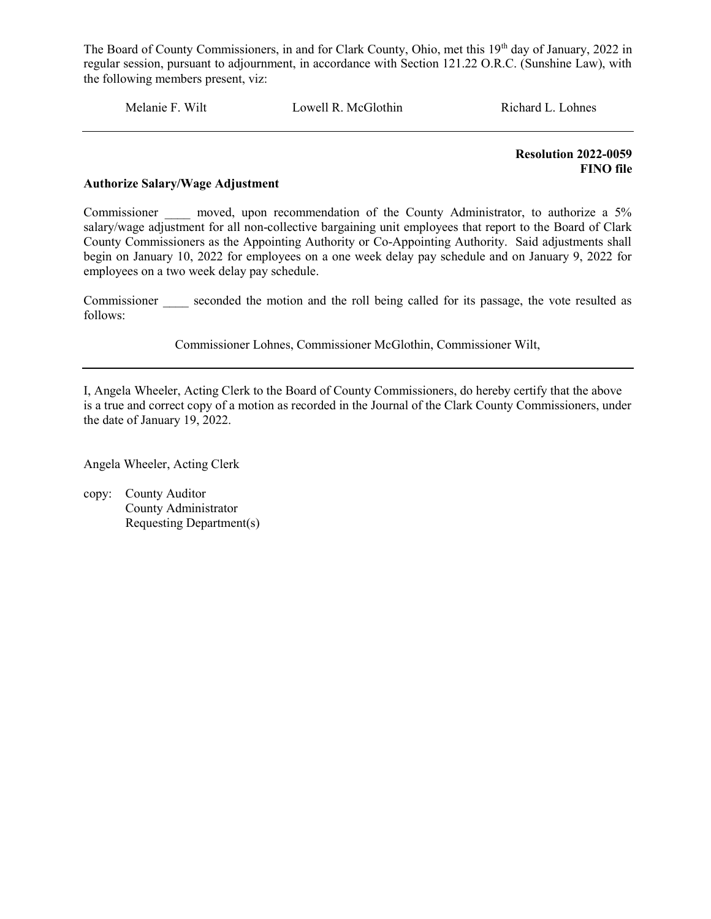The Board of County Commissioners, in and for Clark County, Ohio, met this 19th day of January, 2022 in regular session, pursuant to adjournment, in accordance with Section 121.22 O.R.C. (Sunshine Law), with the following members present, viz:

Melanie F. Wilt    Lowell R. McGlothin    Richard L. Lohnes

---

**Resolution 2022-0059**
**FINO file**

**Authorize Salary/Wage Adjustment**

Commissioner ____ moved, upon recommendation of the County Administrator, to authorize a 5% salary/wage adjustment for all non-collective bargaining unit employees that report to the Board of Clark County Commissioners as the Appointing Authority or Co-Appointing Authority. Said adjustments shall begin on January 10, 2022 for employees on a one week delay pay schedule and on January 9, 2022 for employees on a two week delay pay schedule.

Commissioner ____ seconded the motion and the roll being called for its passage, the vote resulted as follows:

Commissioner Lohnes, Commissioner McGlothin, Commissioner Wilt,

---

I, Angela Wheeler, Acting Clerk to the Board of County Commissioners, do hereby certify that the above is a true and correct copy of a motion as recorded in the Journal of the Clark County Commissioners, under the date of January 19, 2022.

Angela Wheeler, Acting Clerk

copy: County Auditor
County Administrator
Requesting Department(s)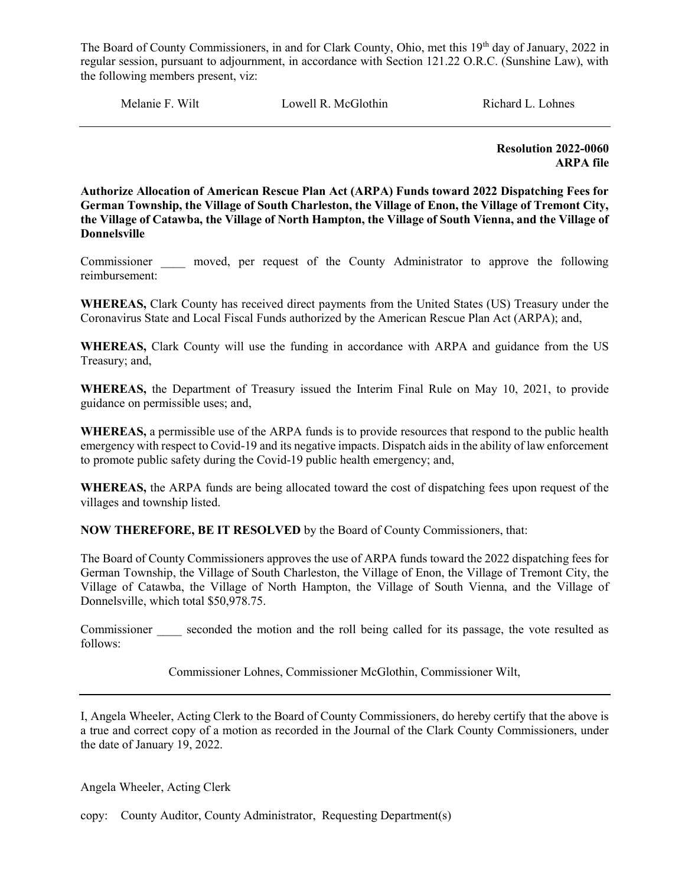The Board of County Commissioners, in and for Clark County, Ohio, met this 19th day of January, 2022 in regular session, pursuant to adjournment, in accordance with Section 121.22 O.R.C. (Sunshine Law), with the following members present, viz:

Melanie F. Wilt Lowell R. McGlothin Richard L. Lohnes

---

**Resolution 2022-0060**
**ARPA file**

**Authorize Allocation of American Rescue Plan Act (ARPA) Funds toward 2022 Dispatching Fees for German Township, the Village of South Charleston, the Village of Enon, the Village of Tremont City, the Village of Catawba, the Village of North Hampton, the Village of South Vienna, and the Village of Donnelsville**

Commissioner ____ moved, per request of the County Administrator to approve the following reimbursement:

**WHEREAS,** Clark County has received direct payments from the United States (US) Treasury under the Coronavirus State and Local Fiscal Funds authorized by the American Rescue Plan Act (ARPA); and,

**WHEREAS,** Clark County will use the funding in accordance with ARPA and guidance from the US Treasury; and,

**WHEREAS,** the Department of Treasury issued the Interim Final Rule on May 10, 2021, to provide guidance on permissible uses; and,

**WHEREAS,** a permissible use of the ARPA funds is to provide resources that respond to the public health emergency with respect to Covid-19 and its negative impacts. Dispatch aids in the ability of law enforcement to promote public safety during the Covid-19 public health emergency; and,

**WHEREAS,** the ARPA funds are being allocated toward the cost of dispatching fees upon request of the villages and township listed.

**NOW THEREFORE, BE IT RESOLVED** by the Board of County Commissioners, that:

The Board of County Commissioners approves the use of ARPA funds toward the 2022 dispatching fees for German Township, the Village of South Charleston, the Village of Enon, the Village of Tremont City, the Village of Catawba, the Village of North Hampton, the Village of South Vienna, and the Village of Donnelsville, which total $50,978.75.

Commissioner ____ seconded the motion and the roll being called for its passage, the vote resulted as follows:

Commissioner Lohnes, Commissioner McGlothin, Commissioner Wilt,

---

I, Angela Wheeler, Acting Clerk to the Board of County Commissioners, do hereby certify that the above is a true and correct copy of a motion as recorded in the Journal of the Clark County Commissioners, under the date of January 19, 2022.

Angela Wheeler, Acting Clerk

copy: County Auditor, County Administrator, Requesting Department(s)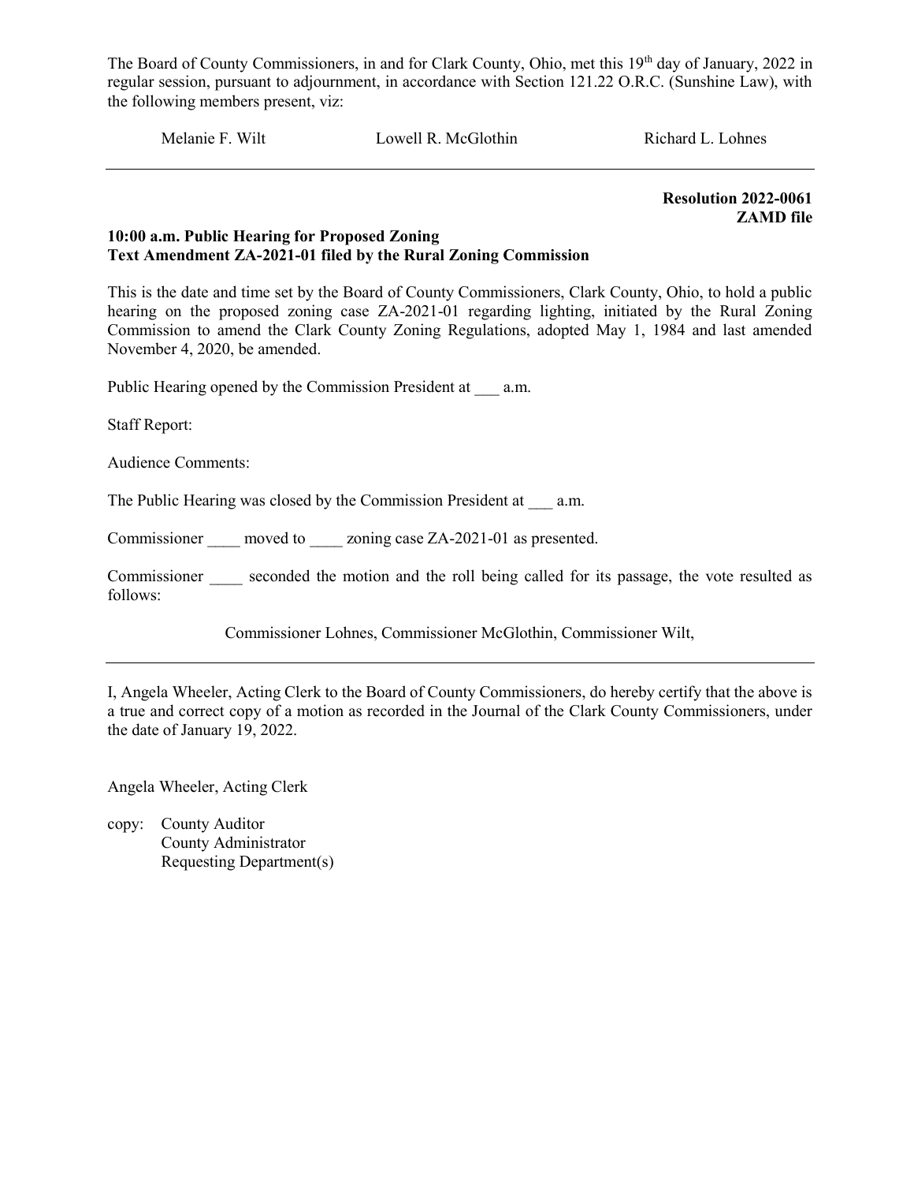The Board of County Commissioners, in and for Clark County, Ohio, met this 19th day of January, 2022 in regular session, pursuant to adjournment, in accordance with Section 121.22 O.R.C. (Sunshine Law), with the following members present, viz:

Melanie F. Wilt Lowell R. McGlothin Richard L. Lohnes

---

**Resolution 2022-0061**
**ZAMD file**

**10:00 a.m. Public Hearing for Proposed Zoning Text Amendment ZA-2021-01 filed by the Rural Zoning Commission**

This is the date and time set by the Board of County Commissioners, Clark County, Ohio, to hold a public hearing on the proposed zoning case ZA-2021-01 regarding lighting, initiated by the Rural Zoning Commission to amend the Clark County Zoning Regulations, adopted May 1, 1984 and last amended November 4, 2020, be amended.

Public Hearing opened by the Commission President at ___ a.m.

Staff Report:

Audience Comments:

The Public Hearing was closed by the Commission President at ___ a.m.

Commissioner ____ moved to ____ zoning case ZA-2021-01 as presented.

Commissioner ____ seconded the motion and the roll being called for its passage, the vote resulted as follows:

Commissioner Lohnes, Commissioner McGlothin, Commissioner Wilt,

---

I, Angela Wheeler, Acting Clerk to the Board of County Commissioners, do hereby certify that the above is a true and correct copy of a motion as recorded in the Journal of the Clark County Commissioners, under the date of January 19, 2022.

Angela Wheeler, Acting Clerk

copy: County Auditor
County Administrator
Requesting Department(s)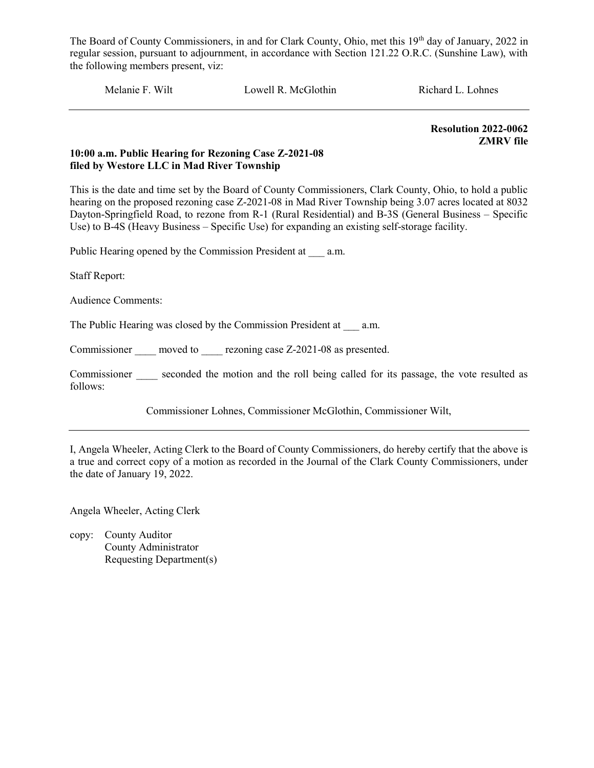The Board of County Commissioners, in and for Clark County, Ohio, met this 19th day of January, 2022 in regular session, pursuant to adjournment, in accordance with Section 121.22 O.R.C. (Sunshine Law), with the following members present, viz:

Melanie F. Wilt  Lowell R. McGlothin  Richard L. Lohnes

---

**Resolution 2022-0062**
**ZMRV file**

**10:00 a.m. Public Hearing for Rezoning Case Z-2021-08 filed by Westore LLC in Mad River Township**

This is the date and time set by the Board of County Commissioners, Clark County, Ohio, to hold a public hearing on the proposed rezoning case Z-2021-08 in Mad River Township being 3.07 acres located at 8032 Dayton-Springfield Road, to rezone from R-1 (Rural Residential) and B-3S (General Business – Specific Use) to B-4S (Heavy Business – Specific Use) for expanding an existing self-storage facility.

Public Hearing opened by the Commission President at ___ a.m.

Staff Report:

Audience Comments:

The Public Hearing was closed by the Commission President at ___ a.m.

Commissioner ____ moved to ____ rezoning case Z-2021-08 as presented.

Commissioner ____ seconded the motion and the roll being called for its passage, the vote resulted as follows:

Commissioner Lohnes, Commissioner McGlothin, Commissioner Wilt,

---

I, Angela Wheeler, Acting Clerk to the Board of County Commissioners, do hereby certify that the above is a true and correct copy of a motion as recorded in the Journal of the Clark County Commissioners, under the date of January 19, 2022.

Angela Wheeler, Acting Clerk

copy: County Auditor
County Administrator
Requesting Department(s)